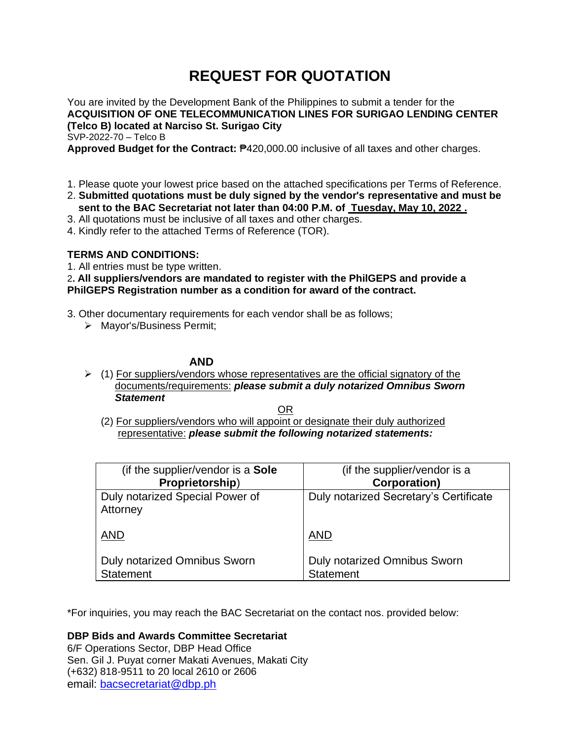# REQUEST FOR QUOTATION

You are invited by the Development Bank of the Philippines to submit a tender for the
**ACQUISITION OF ONE TELECOMMUNICATION LINES FOR SURIGAO LENDING CENTER (Telco B) located at Narciso St. Surigao City**
SVP-2022-70 – Telco B
**Approved Budget for the Contract:** ₱420,000.00 inclusive of all taxes and other charges.

1. Please quote your lowest price based on the attached specifications per Terms of Reference.
2. **Submitted quotations must be duly signed by the vendor's representative and must be sent to the BAC Secretariat not later than 04:00 P.M. of Tuesday, May 10, 2022 .**
3. All quotations must be inclusive of all taxes and other charges.
4. Kindly refer to the attached Terms of Reference (TOR).

**TERMS AND CONDITIONS:**

1. All entries must be type written.
2. **All suppliers/vendors are mandated to register with the PhilGEPS and provide a PhilGEPS Registration number as a condition for award of the contract.**
3. Other documentary requirements for each vendor shall be as follows;
   - Mayor's/Business Permit;

**AND**

- (1) For suppliers/vendors whose representatives are the official signatory of the documents/requirements: ***please submit a duly notarized Omnibus Sworn Statement***

  OR

  (2) For suppliers/vendors who will appoint or designate their duly authorized representative: ***please submit the following notarized statements:***

| (if the supplier/vendor is a **Sole Proprietorship**) | (if the supplier/vendor is a **Corporation)** |
|---|---|
| Duly notarized Special Power of Attorney<br><br>AND<br><br>Duly notarized Omnibus Sworn Statement | Duly notarized Secretary's Certificate<br><br>AND<br><br>Duly notarized Omnibus Sworn Statement |

*For inquiries, you may reach the BAC Secretariat on the contact nos. provided below:

**DBP Bids and Awards Committee Secretariat**
6/F Operations Sector, DBP Head Office
Sen. Gil J. Puyat corner Makati Avenues, Makati City
(+632) 818-9511 to 20 local 2610 or 2606
email: bacsecretariat@dbp.ph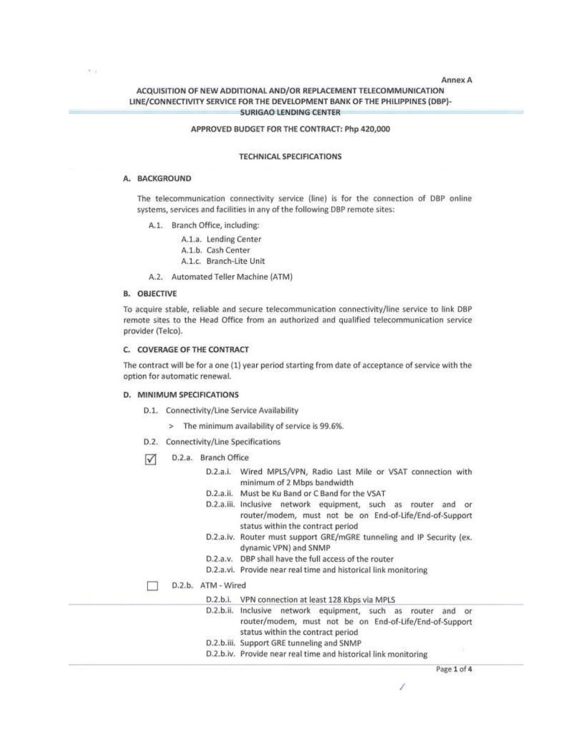Annex A

# ACQUISITION OF NEW ADDITIONAL AND/OR REPLACEMENT TELECOMMUNICATION LINE/CONNECTIVITY SERVICE FOR THE DEVELOPMENT BANK OF THE PHILIPPINES (DBP)-SURIGAO LENDING CENTER

**APPROVED BUDGET FOR THE CONTRACT: Php 420,000**

## TECHNICAL SPECIFICATIONS

### A. BACKGROUND

The telecommunication connectivity service (line) is for the connection of DBP online systems, services and facilities in any of the following DBP remote sites:

- A.1. Branch Office, including:
  - A.1.a. Lending Center
  - A.1.b. Cash Center
  - A.1.c. Branch-Lite Unit
- A.2. Automated Teller Machine (ATM)

### B. OBJECTIVE

To acquire stable, reliable and secure telecommunication connectivity/line service to link DBP remote sites to the Head Office from an authorized and qualified telecommunication service provider (Telco).

### C. COVERAGE OF THE CONTRACT

The contract will be for a one (1) year period starting from date of acceptance of service with the option for automatic renewal.

### D. MINIMUM SPECIFICATIONS

- D.1. Connectivity/Line Service Availability
  - > The minimum availability of service is 99.6%.
- D.2. Connectivity/Line Specifications

☑ D.2.a. Branch Office

- D.2.a.i. Wired MPLS/VPN, Radio Last Mile or VSAT connection with minimum of 2 Mbps bandwidth
- D.2.a.ii. Must be Ku Band or C Band for the VSAT
- D.2.a.iii. Inclusive network equipment, such as router and or router/modem, must not be on End-of-Life/End-of-Support status within the contract period
- D.2.a.iv. Router must support GRE/mGRE tunneling and IP Security (ex. dynamic VPN) and SNMP
- D.2.a.v. DBP shall have the full access of the router
- D.2.a.vi. Provide near real time and historical link monitoring

☐ D.2.b. ATM - Wired

- D.2.b.i. VPN connection at least 128 Kbps via MPLS
- D.2.b.ii. Inclusive network equipment, such as router and or router/modem, must not be on End-of-Life/End-of-Support status within the contract period
- D.2.b.iii. Support GRE tunneling and SNMP
- D.2.b.iv. Provide near real time and historical link monitoring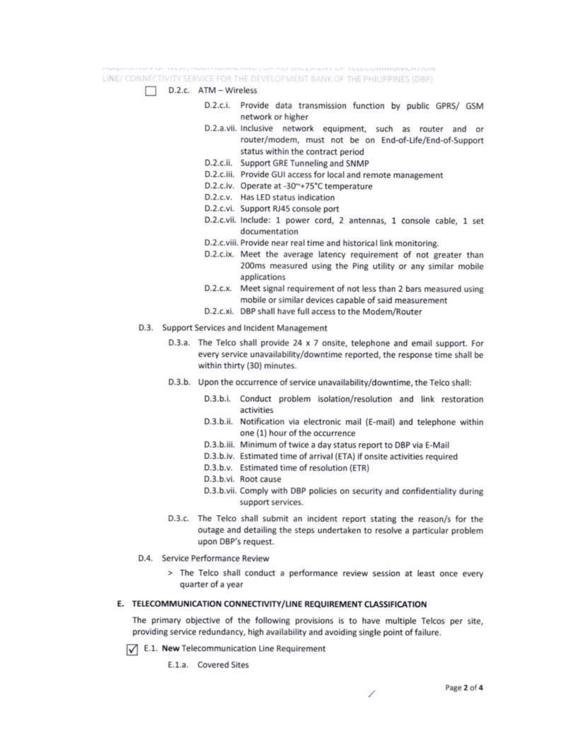- [ ] D.2.c. ATM – Wireless

  - D.2.c.i. Provide data transmission function by public GPRS/ GSM network or higher
  - D.2.a.vii. Inclusive network equipment, such as router and or router/modem, must not be on End-of-Life/End-of-Support status within the contract period
  - D.2.c.ii. Support GRE Tunneling and SNMP
  - D.2.c.iii. Provide GUI access for local and remote management
  - D.2.c.iv. Operate at -30~+75°C temperature
  - D.2.c.v. Has LED status indication
  - D.2.c.vi. Support RJ45 console port
  - D.2.c.vii. Include: 1 power cord, 2 antennas, 1 console cable, 1 set documentation
  - D.2.c.viii. Provide near real time and historical link monitoring.
  - D.2.c.ix. Meet the average latency requirement of not greater than 200ms measured using the Ping utility or any similar mobile applications
  - D.2.c.x. Meet signal requirement of not less than 2 bars measured using mobile or similar devices capable of said measurement
  - D.2.c.xi. DBP shall have full access to the Modem/Router

D.3. Support Services and Incident Management

- D.3.a. The Telco shall provide 24 x 7 onsite, telephone and email support. For every service unavailability/downtime reported, the response time shall be within thirty (30) minutes.
- D.3.b. Upon the occurrence of service unavailability/downtime, the Telco shall:
  - D.3.b.i. Conduct problem isolation/resolution and link restoration activities
  - D.3.b.ii. Notification via electronic mail (E-mail) and telephone within one (1) hour of the occurrence
  - D.3.b.iii. Minimum of twice a day status report to DBP via E-Mail
  - D.3.b.iv. Estimated time of arrival (ETA) if onsite activities required
  - D.3.b.v. Estimated time of resolution (ETR)
  - D.3.b.vi. Root cause
  - D.3.b.vii. Comply with DBP policies on security and confidentiality during support services.
- D.3.c. The Telco shall submit an incident report stating the reason/s for the outage and detailing the steps undertaken to resolve a particular problem upon DBP's request.

D.4. Service Performance Review

> The Telco shall conduct a performance review session at least once every quarter of a year

**E. TELECOMMUNICATION CONNECTIVITY/LINE REQUIREMENT CLASSIFICATION**

The primary objective of the following provisions is to have multiple Telcos per site, providing service redundancy, high availability and avoiding single point of failure.

- [x] E.1. **New** Telecommunication Line Requirement

  E.1.a. Covered Sites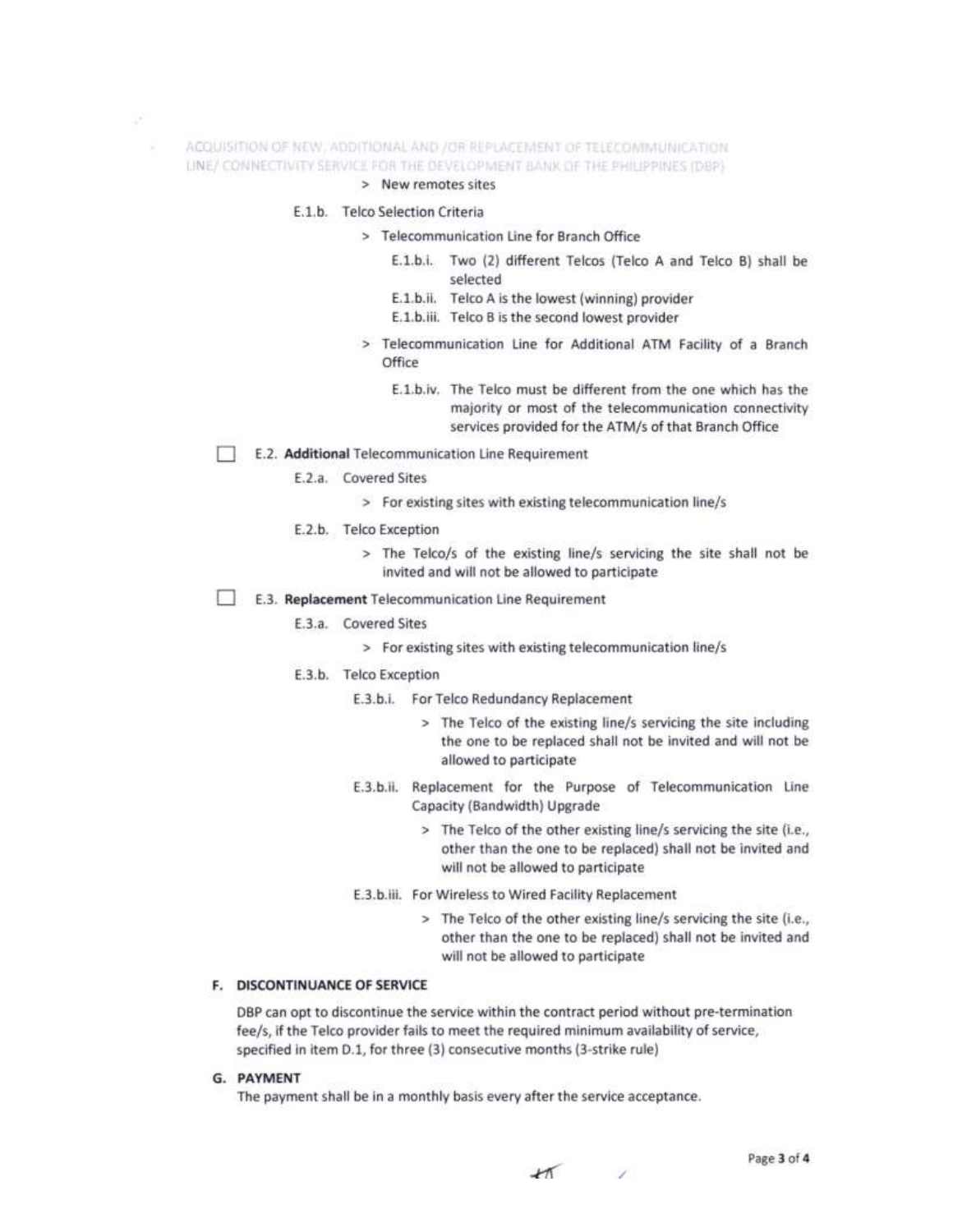> New remotes sites

E.1.b. Telco Selection Criteria

> Telecommunication Line for Branch Office

E.1.b.i. Two (2) different Telcos (Telco A and Telco B) shall be selected

E.1.b.ii. Telco A is the lowest (winning) provider

E.1.b.iii. Telco B is the second lowest provider

> Telecommunication Line for Additional ATM Facility of a Branch Office

E.1.b.iv. The Telco must be different from the one which has the majority or most of the telecommunication connectivity services provided for the ATM/s of that Branch Office

☐ E.2. **Additional** Telecommunication Line Requirement

E.2.a. Covered Sites

> For existing sites with existing telecommunication line/s

E.2.b. Telco Exception

> The Telco/s of the existing line/s servicing the site shall not be invited and will not be allowed to participate

☐ E.3. **Replacement** Telecommunication Line Requirement

E.3.a. Covered Sites

> For existing sites with existing telecommunication line/s

E.3.b. Telco Exception

E.3.b.i. For Telco Redundancy Replacement

> The Telco of the existing line/s servicing the site including the one to be replaced shall not be invited and will not be allowed to participate

E.3.b.ii. Replacement for the Purpose of Telecommunication Line Capacity (Bandwidth) Upgrade

> The Telco of the other existing line/s servicing the site (i.e., other than the one to be replaced) shall not be invited and will not be allowed to participate

E.3.b.iii. For Wireless to Wired Facility Replacement

> The Telco of the other existing line/s servicing the site (i.e., other than the one to be replaced) shall not be invited and will not be allowed to participate

## F. DISCONTINUANCE OF SERVICE

DBP can opt to discontinue the service within the contract period without pre-termination fee/s, if the Telco provider fails to meet the required minimum availability of service, specified in item D.1, for three (3) consecutive months (3-strike rule)

## G. PAYMENT

The payment shall be in a monthly basis every after the service acceptance.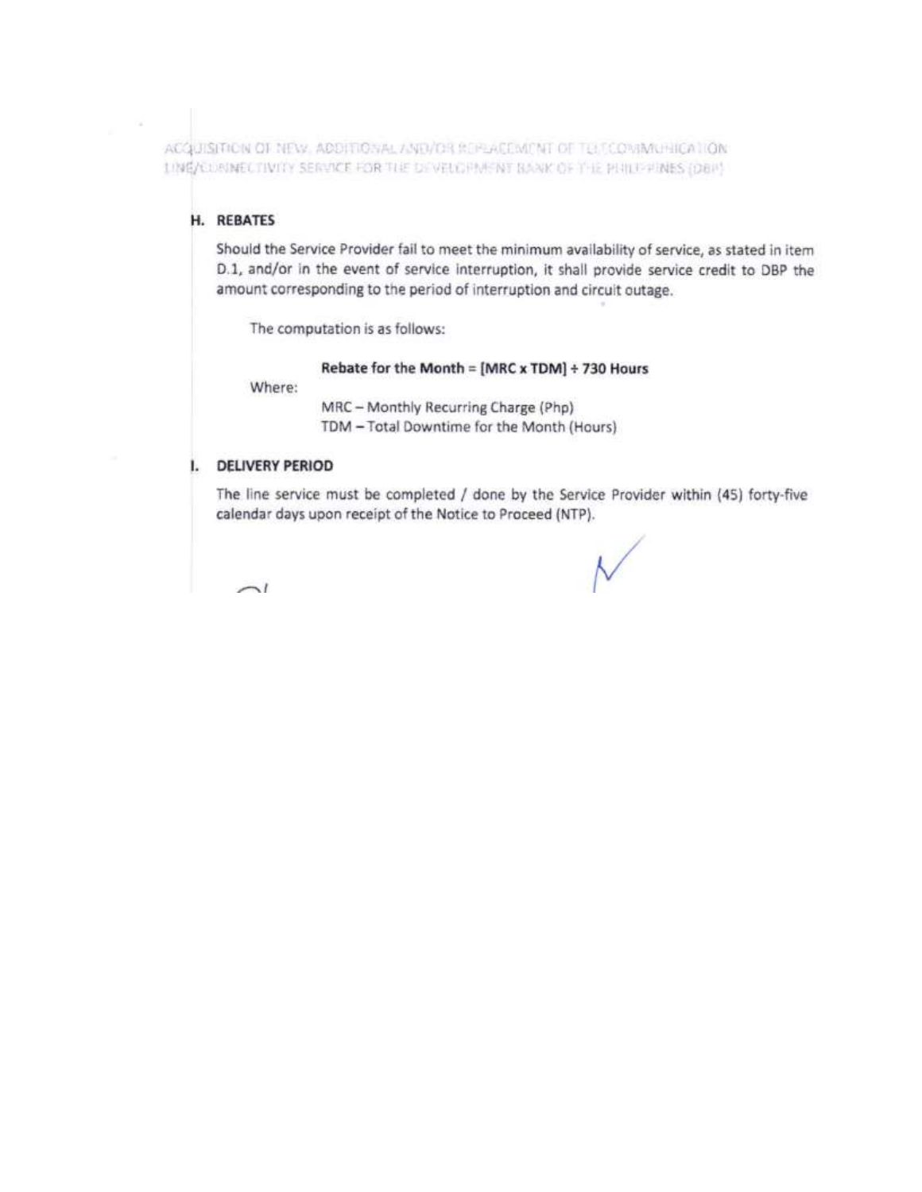## H. REBATES

Should the Service Provider fail to meet the minimum availability of service, as stated in item D.1, and/or in the event of service interruption, it shall provide service credit to DBP the amount corresponding to the period of interruption and circuit outage.

The computation is as follows:

**Rebate for the Month = [MRC x TDM] ÷ 730 Hours**

Where:

MRC – Monthly Recurring Charge (Php)
TDM – Total Downtime for the Month (Hours)

## I. DELIVERY PERIOD

The line service must be completed / done by the Service Provider within (45) forty-five calendar days upon receipt of the Notice to Proceed (NTP).